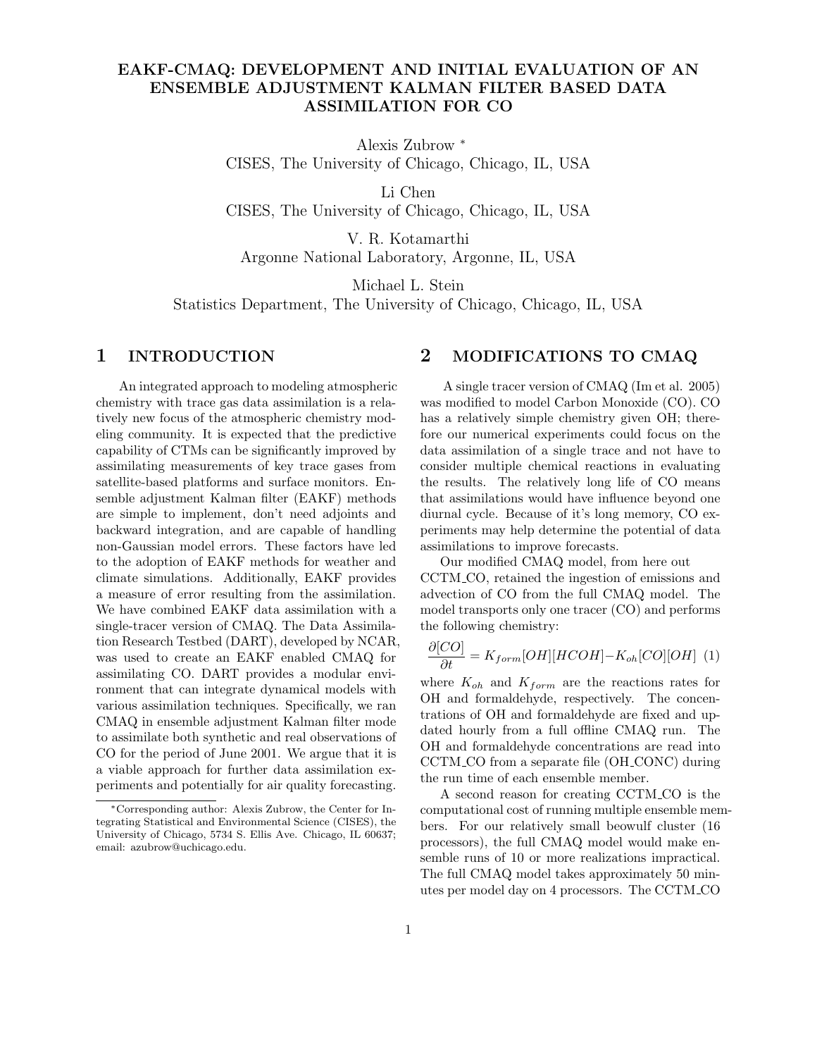# EAKF-CMAQ: DEVELOPMENT AND INITIAL EVALUATION OF AN ENSEMBLE ADJUSTMENT KALMAN FILTER BASED DATA ASSIMILATION FOR CO

Alexis Zubrow *
CISES, The University of Chicago, Chicago, IL, USA

Li Chen
CISES, The University of Chicago, Chicago, IL, USA

V. R. Kotamarthi
Argonne National Laboratory, Argonne, IL, USA

Michael L. Stein
Statistics Department, The University of Chicago, Chicago, IL, USA

## 1 INTRODUCTION

An integrated approach to modeling atmospheric chemistry with trace gas data assimilation is a relatively new focus of the atmospheric chemistry modeling community. It is expected that the predictive capability of CTMs can be significantly improved by assimilating measurements of key trace gases from satellite-based platforms and surface monitors. Ensemble adjustment Kalman filter (EAKF) methods are simple to implement, don't need adjoints and backward integration, and are capable of handling non-Gaussian model errors. These factors have led to the adoption of EAKF methods for weather and climate simulations. Additionally, EAKF provides a measure of error resulting from the assimilation. We have combined EAKF data assimilation with a single-tracer version of CMAQ. The Data Assimilation Research Testbed (DART), developed by NCAR, was used to create an EAKF enabled CMAQ for assimilating CO. DART provides a modular environment that can integrate dynamical models with various assimilation techniques. Specifically, we ran CMAQ in ensemble adjustment Kalman filter mode to assimilate both synthetic and real observations of CO for the period of June 2001. We argue that it is a viable approach for further data assimilation experiments and potentially for air quality forecasting.

*Corresponding author: Alexis Zubrow, the Center for Integrating Statistical and Environmental Science (CISES), the University of Chicago, 5734 S. Ellis Ave. Chicago, IL 60637; email: azubrow@uchicago.edu.

## 2 MODIFICATIONS TO CMAQ

A single tracer version of CMAQ (Im et al. 2005) was modified to model Carbon Monoxide (CO). CO has a relatively simple chemistry given OH; therefore our numerical experiments could focus on the data assimilation of a single trace and not have to consider multiple chemical reactions in evaluating the results. The relatively long life of CO means that assimilations would have influence beyond one diurnal cycle. Because of it's long memory, CO experiments may help determine the potential of data assimilations to improve forecasts.

Our modified CMAQ model, from here out CCTM_CO, retained the ingestion of emissions and advection of CO from the full CMAQ model. The model transports only one tracer (CO) and performs the following chemistry:

$$\frac{\partial [CO]}{\partial t} = K_{form}[OH][HCOH] - K_{oh}[CO][OH] \quad (1)$$

where $K_{oh}$ and $K_{form}$ are the reactions rates for OH and formaldehyde, respectively. The concentrations of OH and formaldehyde are fixed and updated hourly from a full offline CMAQ run. The OH and formaldehyde concentrations are read into CCTM_CO from a separate file (OH_CONC) during the run time of each ensemble member.

A second reason for creating CCTM_CO is the computational cost of running multiple ensemble members. For our relatively small beowulf cluster (16 processors), the full CMAQ model would make ensemble runs of 10 or more realizations impractical. The full CMAQ model takes approximately 50 minutes per model day on 4 processors. The CCTM_CO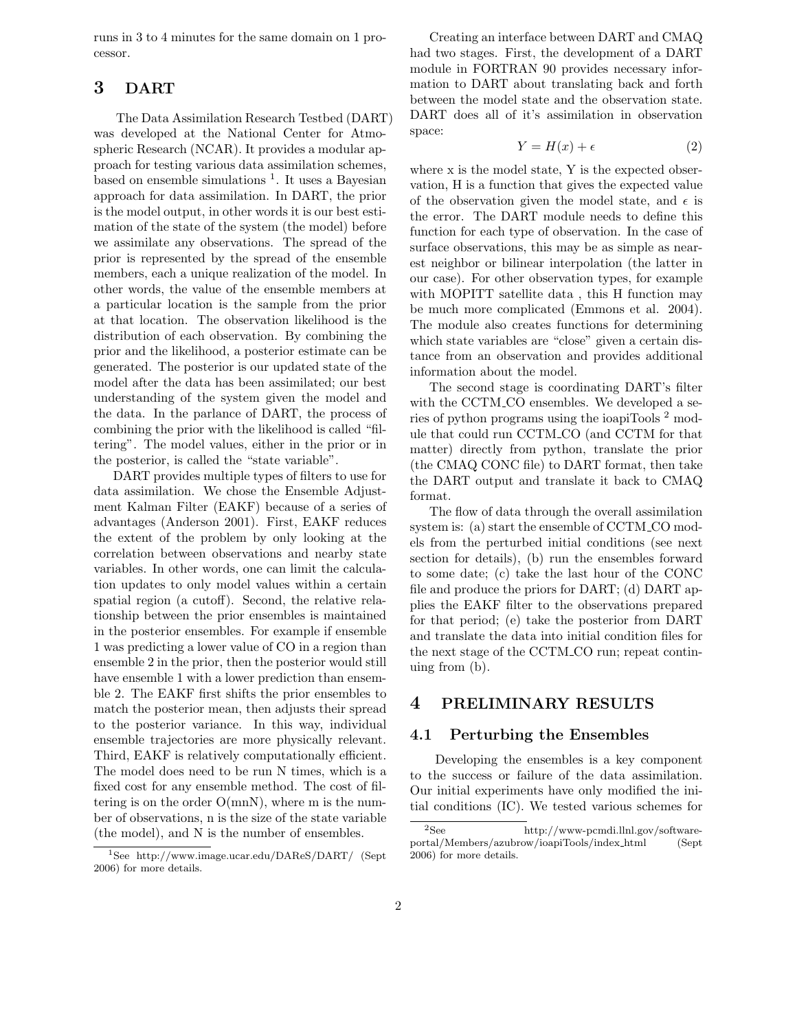runs in 3 to 4 minutes for the same domain on 1 processor.

## 3 DART

The Data Assimilation Research Testbed (DART) was developed at the National Center for Atmospheric Research (NCAR). It provides a modular approach for testing various data assimilation schemes, based on ensemble simulations [1]. It uses a Bayesian approach for data assimilation. In DART, the prior is the model output, in other words it is our best estimation of the state of the system (the model) before we assimilate any observations. The spread of the prior is represented by the spread of the ensemble members, each a unique realization of the model. In other words, the value of the ensemble members at a particular location is the sample from the prior at that location. The observation likelihood is the distribution of each observation. By combining the prior and the likelihood, a posterior estimate can be generated. The posterior is our updated state of the model after the data has been assimilated; our best understanding of the system given the model and the data. In the parlance of DART, the process of combining the prior with the likelihood is called "filtering". The model values, either in the prior or in the posterior, is called the "state variable".

DART provides multiple types of filters to use for data assimilation. We chose the Ensemble Adjustment Kalman Filter (EAKF) because of a series of advantages (Anderson 2001). First, EAKF reduces the extent of the problem by only looking at the correlation between observations and nearby state variables. In other words, one can limit the calculation updates to only model values within a certain spatial region (a cutoff). Second, the relative relationship between the prior ensembles is maintained in the posterior ensembles. For example if ensemble 1 was predicting a lower value of CO in a region than ensemble 2 in the prior, then the posterior would still have ensemble 1 with a lower prediction than ensemble 2. The EAKF first shifts the prior ensembles to match the posterior mean, then adjusts their spread to the posterior variance. In this way, individual ensemble trajectories are more physically relevant. Third, EAKF is relatively computationally efficient. The model does need to be run N times, which is a fixed cost for any ensemble method. The cost of filtering is on the order O(mnN), where m is the number of observations, n is the size of the state variable (the model), and N is the number of ensembles.

[1] See http://www.image.ucar.edu/DAReS/DART/ (Sept 2006) for more details.

Creating an interface between DART and CMAQ had two stages. First, the development of a DART module in FORTRAN 90 provides necessary information to DART about translating back and forth between the model state and the observation state. DART does all of it's assimilation in observation space:

$$Y = H(x) + \epsilon \tag{2}$$

where x is the model state, Y is the expected observation, H is a function that gives the expected value of the observation given the model state, and $\epsilon$ is the error. The DART module needs to define this function for each type of observation. In the case of surface observations, this may be as simple as nearest neighbor or bilinear interpolation (the latter in our case). For other observation types, for example with MOPITT satellite data , this H function may be much more complicated (Emmons et al. 2004). The module also creates functions for determining which state variables are "close" given a certain distance from an observation and provides additional information about the model.

The second stage is coordinating DART's filter with the CCTM_CO ensembles. We developed a series of python programs using the ioapiTools [2] module that could run CCTM_CO (and CCTM for that matter) directly from python, translate the prior (the CMAQ CONC file) to DART format, then take the DART output and translate it back to CMAQ format.

The flow of data through the overall assimilation system is: (a) start the ensemble of CCTM_CO models from the perturbed initial conditions (see next section for details), (b) run the ensembles forward to some date; (c) take the last hour of the CONC file and produce the priors for DART; (d) DART applies the EAKF filter to the observations prepared for that period; (e) take the posterior from DART and translate the data into initial condition files for the next stage of the CCTM_CO run; repeat continuing from (b).

## 4 PRELIMINARY RESULTS

### 4.1 Perturbing the Ensembles

Developing the ensembles is a key component to the success or failure of the data assimilation. Our initial experiments have only modified the initial conditions (IC). We tested various schemes for

[2] See http://www-pcmdi.llnl.gov/software-portal/Members/azubrow/ioapiTools/index_html (Sept 2006) for more details.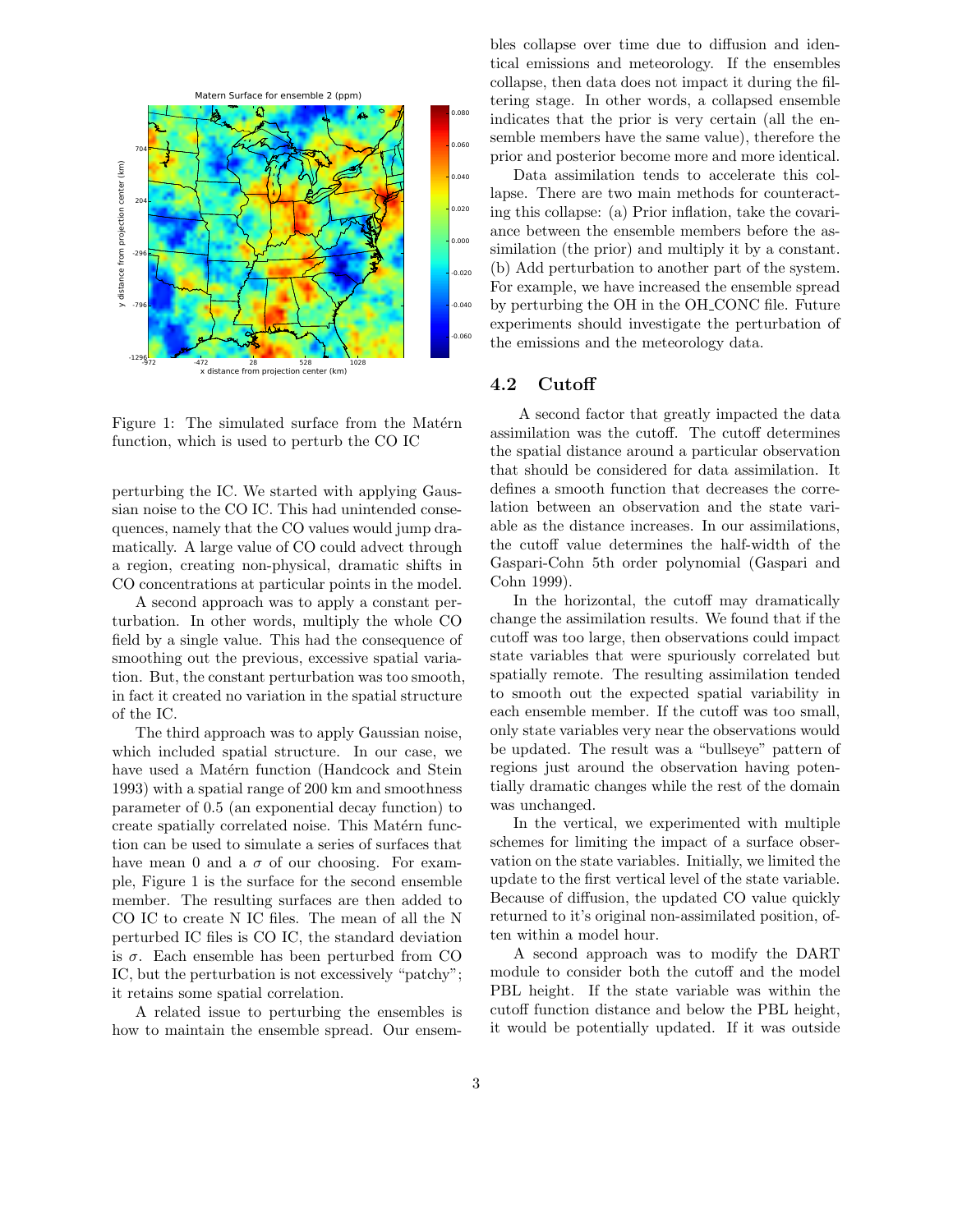Figure 1: The simulated surface from the Matérn function, which is used to perturb the CO IC

perturbing the IC. We started with applying Gaussian noise to the CO IC. This had unintended consequences, namely that the CO values would jump dramatically. A large value of CO could advect through a region, creating non-physical, dramatic shifts in CO concentrations at particular points in the model.

A second approach was to apply a constant perturbation. In other words, multiply the whole CO field by a single value. This had the consequence of smoothing out the previous, excessive spatial variation. But, the constant perturbation was too smooth, in fact it created no variation in the spatial structure of the IC.

The third approach was to apply Gaussian noise, which included spatial structure. In our case, we have used a Matérn function (Handcock and Stein 1993) with a spatial range of 200 km and smoothness parameter of 0.5 (an exponential decay function) to create spatially correlated noise. This Matérn function can be used to simulate a series of surfaces that have mean 0 and a $\sigma$ of our choosing. For example, Figure 1 is the surface for the second ensemble member. The resulting surfaces are then added to CO IC to create N IC files. The mean of all the N perturbed IC files is CO IC, the standard deviation is $\sigma$. Each ensemble has been perturbed from CO IC, but the perturbation is not excessively "patchy"; it retains some spatial correlation.

A related issue to perturbing the ensembles is how to maintain the ensemble spread. Our ensembles collapse over time due to diffusion and identical emissions and meteorology. If the ensembles collapse, then data does not impact it during the filtering stage. In other words, a collapsed ensemble indicates that the prior is very certain (all the ensemble members have the same value), therefore the prior and posterior become more and more identical.

Data assimilation tends to accelerate this collapse. There are two main methods for counteracting this collapse: (a) Prior inflation, take the covariance between the ensemble members before the assimilation (the prior) and multiply it by a constant. (b) Add perturbation to another part of the system. For example, we have increased the ensemble spread by perturbing the OH in the OH_CONC file. Future experiments should investigate the perturbation of the emissions and the meteorology data.

### 4.2 Cutoff

A second factor that greatly impacted the data assimilation was the cutoff. The cutoff determines the spatial distance around a particular observation that should be considered for data assimilation. It defines a smooth function that decreases the correlation between an observation and the state variable as the distance increases. In our assimilations, the cutoff value determines the half-width of the Gaspari-Cohn 5th order polynomial (Gaspari and Cohn 1999).

In the horizontal, the cutoff may dramatically change the assimilation results. We found that if the cutoff was too large, then observations could impact state variables that were spuriously correlated but spatially remote. The resulting assimilation tended to smooth out the expected spatial variability in each ensemble member. If the cutoff was too small, only state variables very near the observations would be updated. The result was a "bullseye" pattern of regions just around the observation having potentially dramatic changes while the rest of the domain was unchanged.

In the vertical, we experimented with multiple schemes for limiting the impact of a surface observation on the state variables. Initially, we limited the update to the first vertical level of the state variable. Because of diffusion, the updated CO value quickly returned to it's original non-assimilated position, often within a model hour.

A second approach was to modify the DART module to consider both the cutoff and the model PBL height. If the state variable was within the cutoff function distance and below the PBL height, it would be potentially updated. If it was outside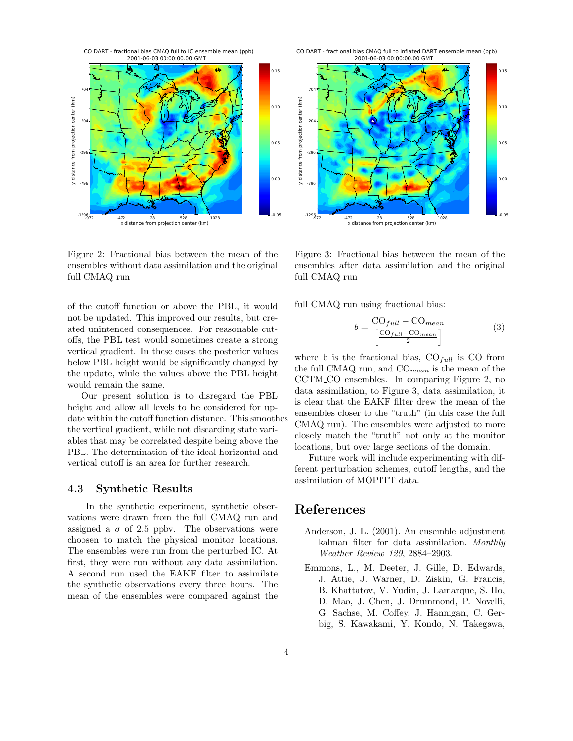Figure 2: Fractional bias between the mean of the ensembles without data assimilation and the original full CMAQ run

Figure 3: Fractional bias between the mean of the ensembles after data assimilation and the original full CMAQ run

of the cutoff function or above the PBL, it would not be updated. This improved our results, but created unintended consequences. For reasonable cutoffs, the PBL test would sometimes create a strong vertical gradient. In these cases the posterior values below PBL height would be significantly changed by the update, while the values above the PBL height would remain the same.

Our present solution is to disregard the PBL height and allow all levels to be considered for update within the cutoff function distance. This smoothes the vertical gradient, while not discarding state variables that may be correlated despite being above the PBL. The determination of the ideal horizontal and vertical cutoff is an area for further research.

### 4.3 Synthetic Results

In the synthetic experiment, synthetic observations were drawn from the full CMAQ run and assigned a $\sigma$ of 2.5 ppbv. The observations were choosen to match the physical monitor locations. The ensembles were run from the perturbed IC. At first, they were run without any data assimilation. A second run used the EAKF filter to assimilate the synthetic observations every three hours. The mean of the ensembles were compared against the full CMAQ run using fractional bias:

$$b = \frac{\mathrm{CO}_{full} - \mathrm{CO}_{mean}}{\left[\frac{\mathrm{CO}_{full} + \mathrm{CO}_{mean}}{2}\right]} \qquad (3)$$

where b is the fractional bias, $\mathrm{CO}_{full}$ is CO from the full CMAQ run, and $\mathrm{CO}_{mean}$ is the mean of the CCTM_CO ensembles. In comparing Figure 2, no data assimilation, to Figure 3, data assimilation, it is clear that the EAKF filter drew the mean of the ensembles closer to the "truth" (in this case the full CMAQ run). The ensembles were adjusted to more closely match the "truth" not only at the monitor locations, but over large sections of the domain.

Future work will include experimenting with different perturbation schemes, cutoff lengths, and the assimilation of MOPITT data.

## References

Anderson, J. L. (2001). An ensemble adjustment kalman filter for data assimilation. *Monthly Weather Review 129*, 2884–2903.

Emmons, L., M. Deeter, J. Gille, D. Edwards, J. Attie, J. Warner, D. Ziskin, G. Francis, B. Khattatov, V. Yudin, J. Lamarque, S. Ho, D. Mao, J. Chen, J. Drummond, P. Novelli, G. Sachse, M. Coffey, J. Hannigan, C. Gerbig, S. Kawakami, Y. Kondo, N. Takegawa,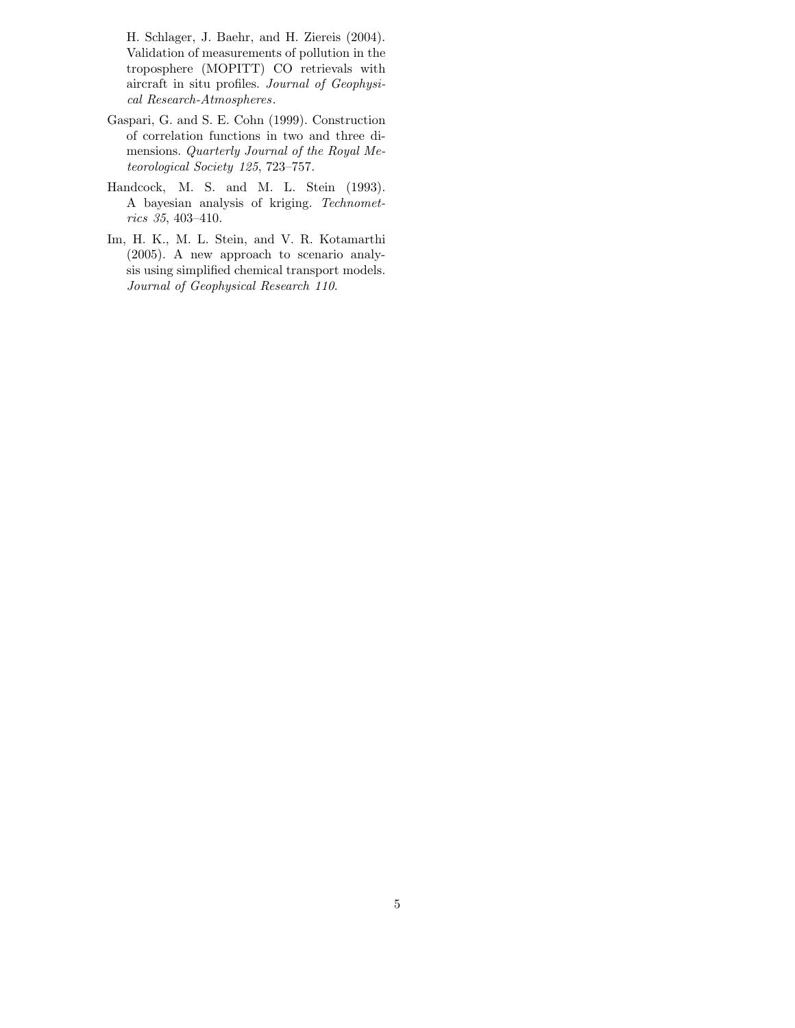H. Schlager, J. Baehr, and H. Ziereis (2004). Validation of measurements of pollution in the troposphere (MOPITT) CO retrievals with aircraft in situ profiles. *Journal of Geophysical Research-Atmospheres*.

Gaspari, G. and S. E. Cohn (1999). Construction of correlation functions in two and three dimensions. *Quarterly Journal of the Royal Meteorological Society 125*, 723–757.

Handcock, M. S. and M. L. Stein (1993). A bayesian analysis of kriging. *Technometrics 35*, 403–410.

Im, H. K., M. L. Stein, and V. R. Kotamarthi (2005). A new approach to scenario analysis using simplified chemical transport models. *Journal of Geophysical Research 110*.